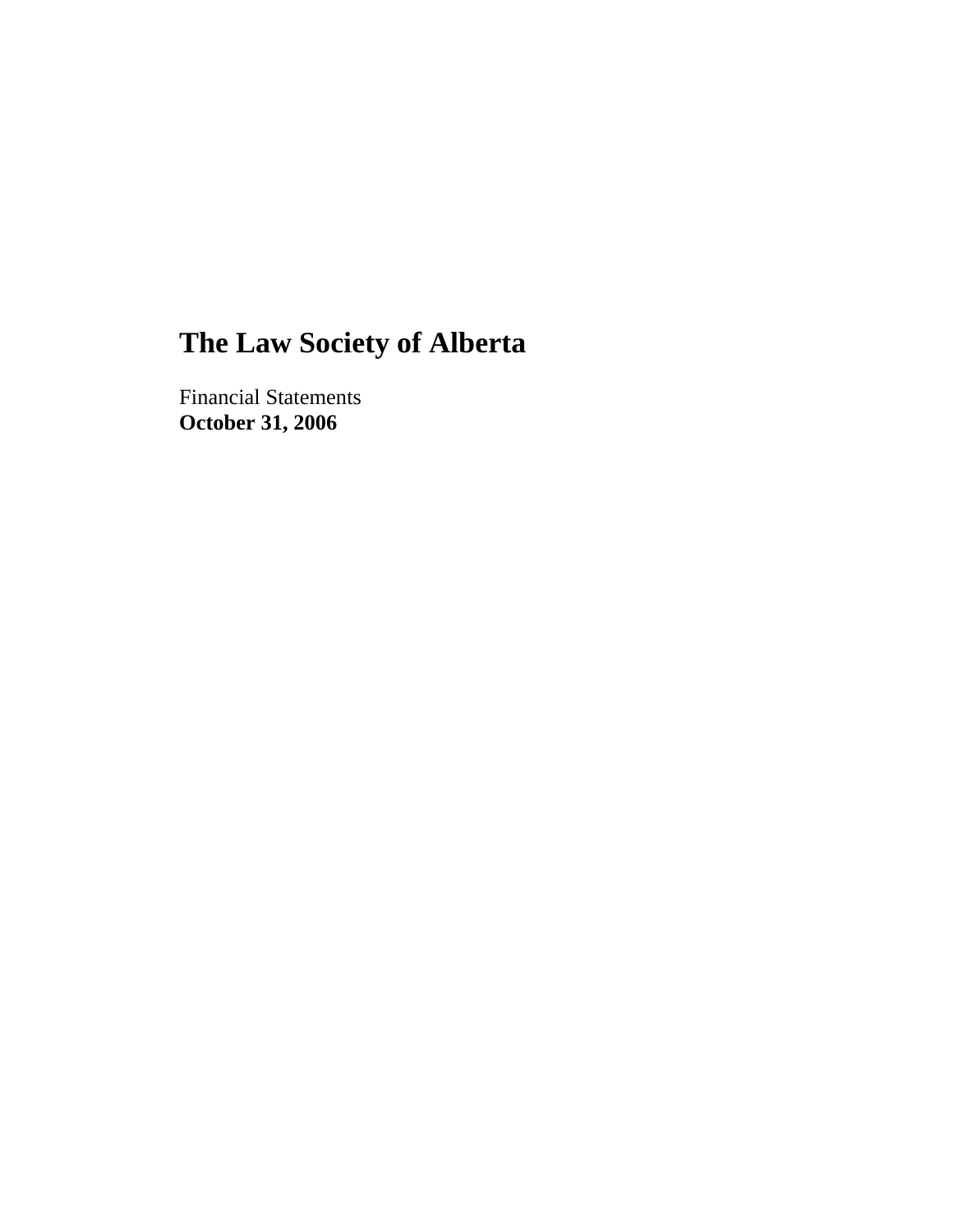# The Law Society of Alberta

Financial Statements
**October 31, 2006**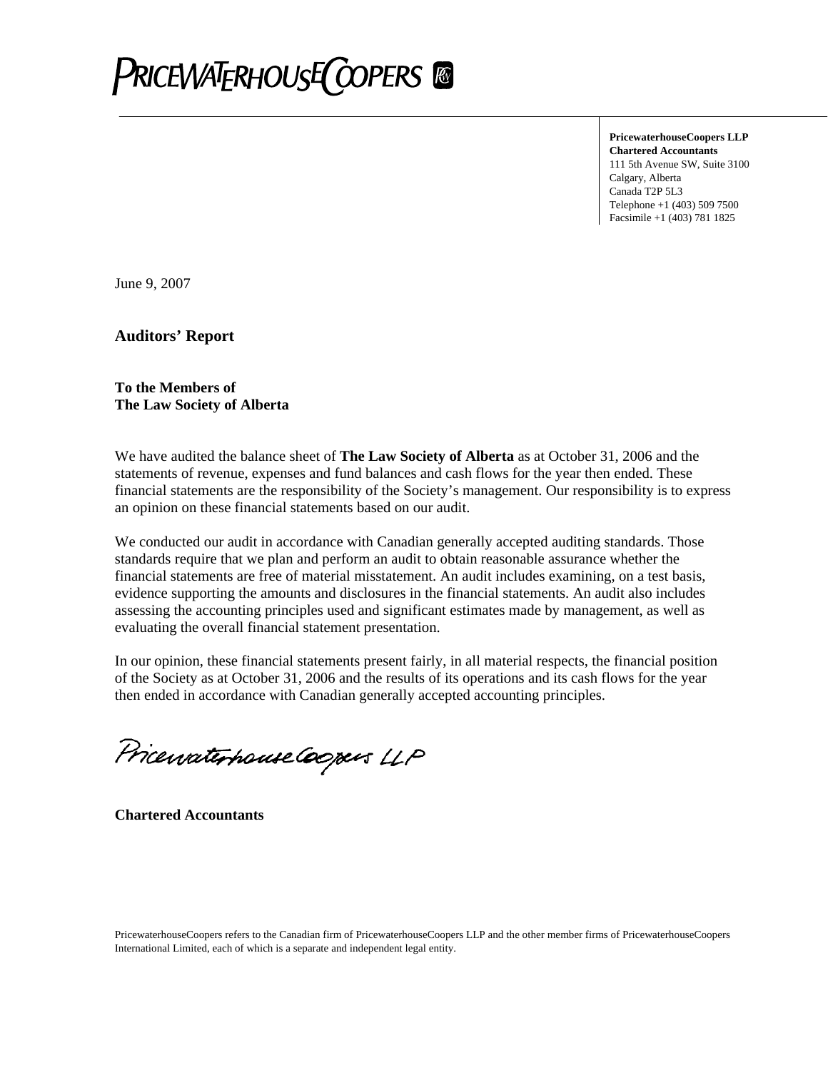**PricewaterhouseCoopers LLP**
**Chartered Accountants**
111 5th Avenue SW, Suite 3100
Calgary, Alberta
Canada T2P 5L3
Telephone +1 (403) 509 7500
Facsimile +1 (403) 781 1825

June 9, 2007

## Auditors' Report

**To the Members of**
**The Law Society of Alberta**

We have audited the balance sheet of **The Law Society of Alberta** as at October 31, 2006 and the statements of revenue, expenses and fund balances and cash flows for the year then ended. These financial statements are the responsibility of the Society's management. Our responsibility is to express an opinion on these financial statements based on our audit.

We conducted our audit in accordance with Canadian generally accepted auditing standards. Those standards require that we plan and perform an audit to obtain reasonable assurance whether the financial statements are free of material misstatement. An audit includes examining, on a test basis, evidence supporting the amounts and disclosures in the financial statements. An audit also includes assessing the accounting principles used and significant estimates made by management, as well as evaluating the overall financial statement presentation.

In our opinion, these financial statements present fairly, in all material respects, the financial position of the Society as at October 31, 2006 and the results of its operations and its cash flows for the year then ended in accordance with Canadian generally accepted accounting principles.

PricewaterhouseCoopers LLP

**Chartered Accountants**

PricewaterhouseCoopers refers to the Canadian firm of PricewaterhouseCoopers LLP and the other member firms of PricewaterhouseCoopers International Limited, each of which is a separate and independent legal entity.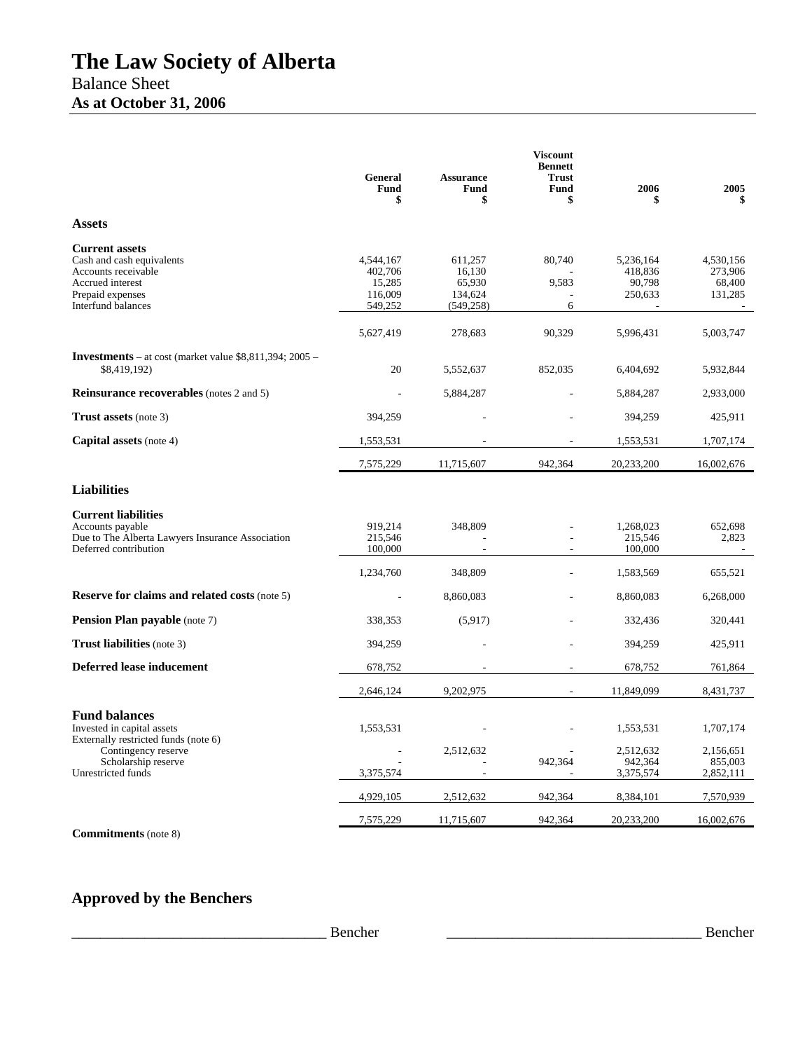# The Law Society of Alberta

Balance Sheet

**As at October 31, 2006**

| | General Fund $ | Assurance Fund $ | Viscount Bennett Trust Fund $ | 2006 $ | 2005 $ |
|---|---|---|---|---|---|
| **Assets** | | | | | |
| **Current assets** | | | | | |
| Cash and cash equivalents | 4,544,167 | 611,257 | 80,740 | 5,236,164 | 4,530,156 |
| Accounts receivable | 402,706 | 16,130 | - | 418,836 | 273,906 |
| Accrued interest | 15,285 | 65,930 | 9,583 | 90,798 | 68,400 |
| Prepaid expenses | 116,009 | 134,624 | - | 250,633 | 131,285 |
| Interfund balances | 549,252 | (549,258) | 6 | - | - |
| | 5,627,419 | 278,683 | 90,329 | 5,996,431 | 5,003,747 |
| **Investments** – at cost (market value $8,811,394; 2005 – $8,419,192) | 20 | 5,552,637 | 852,035 | 6,404,692 | 5,932,844 |
| **Reinsurance recoverables** (notes 2 and 5) | - | 5,884,287 | - | 5,884,287 | 2,933,000 |
| **Trust assets** (note 3) | 394,259 | - | - | 394,259 | 425,911 |
| **Capital assets** (note 4) | 1,553,531 | - | - | 1,553,531 | 1,707,174 |
| | 7,575,229 | 11,715,607 | 942,364 | 20,233,200 | 16,002,676 |
| **Liabilities** | | | | | |
| **Current liabilities** | | | | | |
| Accounts payable | 919,214 | 348,809 | - | 1,268,023 | 652,698 |
| Due to The Alberta Lawyers Insurance Association | 215,546 | - | - | 215,546 | 2,823 |
| Deferred contribution | 100,000 | - | - | 100,000 | - |
| | 1,234,760 | 348,809 | - | 1,583,569 | 655,521 |
| **Reserve for claims and related costs** (note 5) | - | 8,860,083 | - | 8,860,083 | 6,268,000 |
| **Pension Plan payable** (note 7) | 338,353 | (5,917) | - | 332,436 | 320,441 |
| **Trust liabilities** (note 3) | 394,259 | - | - | 394,259 | 425,911 |
| **Deferred lease inducement** | 678,752 | - | - | 678,752 | 761,864 |
| | 2,646,124 | 9,202,975 | - | 11,849,099 | 8,431,737 |
| **Fund balances** | | | | | |
| Invested in capital assets | 1,553,531 | - | - | 1,553,531 | 1,707,174 |
| Externally restricted funds (note 6) | | | | | |
| Contingency reserve | - | 2,512,632 | - | 2,512,632 | 2,156,651 |
| Scholarship reserve | - | - | 942,364 | 942,364 | 855,003 |
| Unrestricted funds | 3,375,574 | - | - | 3,375,574 | 2,852,111 |
| | 4,929,105 | 2,512,632 | 942,364 | 8,384,101 | 7,570,939 |
| | 7,575,229 | 11,715,607 | 942,364 | 20,233,200 | 16,002,676 |

**Commitments** (note 8)

## Approved by the Benchers

___________________________________ Bencher ___________________________________ Bencher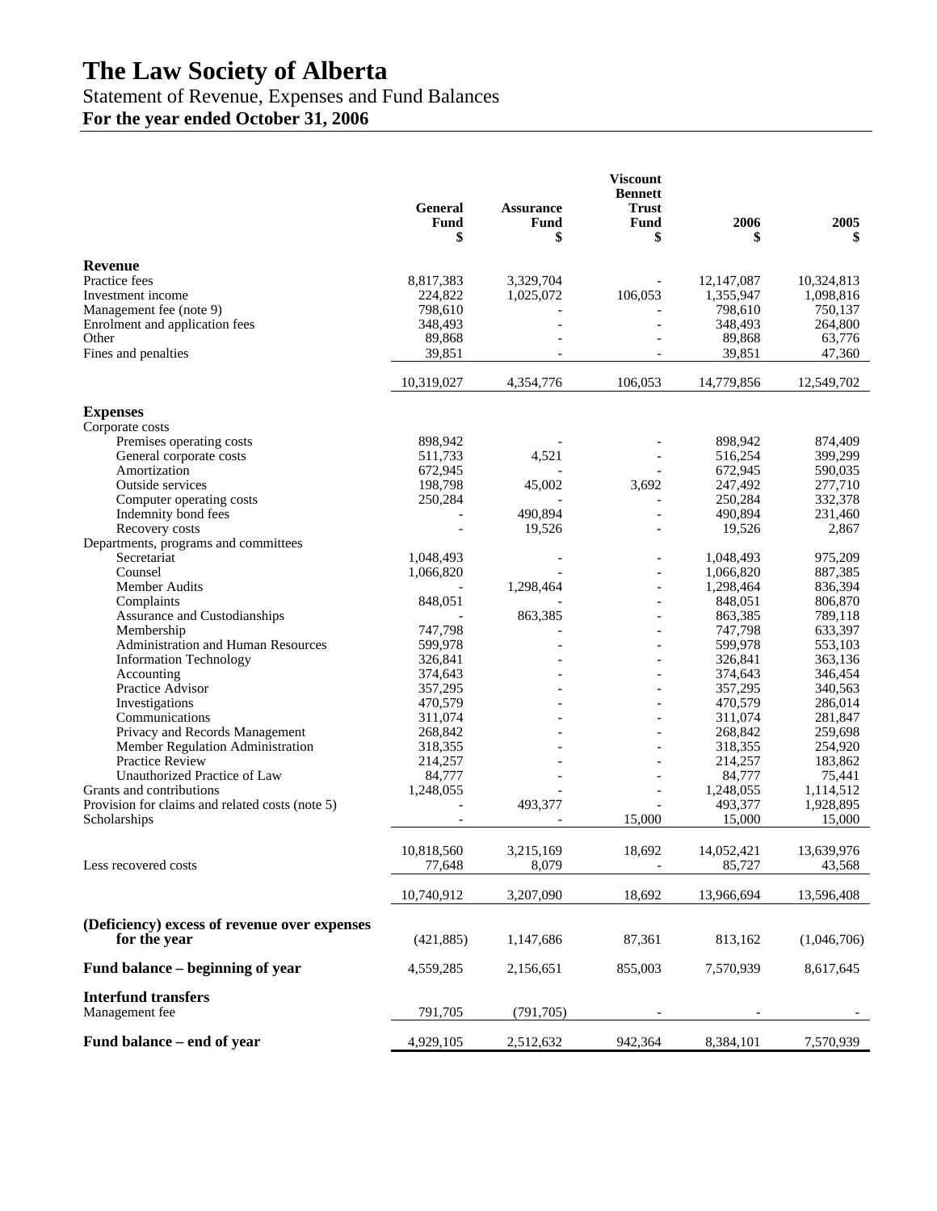# The Law Society of Alberta

Statement of Revenue, Expenses and Fund Balances

**For the year ended October 31, 2006**

| | General Fund $ | Assurance Fund $ | Viscount Bennett Trust Fund $ | 2006 $ | 2005 $ |
|---|---|---|---|---|---|
| **Revenue** | | | | | |
| Practice fees | 8,817,383 | 3,329,704 | - | 12,147,087 | 10,324,813 |
| Investment income | 224,822 | 1,025,072 | 106,053 | 1,355,947 | 1,098,816 |
| Management fee (note 9) | 798,610 | - | - | 798,610 | 750,137 |
| Enrolment and application fees | 348,493 | - | - | 348,493 | 264,800 |
| Other | 89,868 | - | - | 89,868 | 63,776 |
| Fines and penalties | 39,851 | - | - | 39,851 | 47,360 |
| | 10,319,027 | 4,354,776 | 106,053 | 14,779,856 | 12,549,702 |
| **Expenses** | | | | | |
| Corporate costs | | | | | |
| Premises operating costs | 898,942 | - | - | 898,942 | 874,409 |
| General corporate costs | 511,733 | 4,521 | - | 516,254 | 399,299 |
| Amortization | 672,945 | - | - | 672,945 | 590,035 |
| Outside services | 198,798 | 45,002 | 3,692 | 247,492 | 277,710 |
| Computer operating costs | 250,284 | - | - | 250,284 | 332,378 |
| Indemnity bond fees | - | 490,894 | - | 490,894 | 231,460 |
| Recovery costs | - | 19,526 | - | 19,526 | 2,867 |
| Departments, programs and committees | | | | | |
| Secretariat | 1,048,493 | - | - | 1,048,493 | 975,209 |
| Counsel | 1,066,820 | - | - | 1,066,820 | 887,385 |
| Member Audits | - | 1,298,464 | - | 1,298,464 | 836,394 |
| Complaints | 848,051 | - | - | 848,051 | 806,870 |
| Assurance and Custodianships | - | 863,385 | - | 863,385 | 789,118 |
| Membership | 747,798 | - | - | 747,798 | 633,397 |
| Administration and Human Resources | 599,978 | - | - | 599,978 | 553,103 |
| Information Technology | 326,841 | - | - | 326,841 | 363,136 |
| Accounting | 374,643 | - | - | 374,643 | 346,454 |
| Practice Advisor | 357,295 | - | - | 357,295 | 340,563 |
| Investigations | 470,579 | - | - | 470,579 | 286,014 |
| Communications | 311,074 | - | - | 311,074 | 281,847 |
| Privacy and Records Management | 268,842 | - | - | 268,842 | 259,698 |
| Member Regulation Administration | 318,355 | - | - | 318,355 | 254,920 |
| Practice Review | 214,257 | - | - | 214,257 | 183,862 |
| Unauthorized Practice of Law | 84,777 | - | - | 84,777 | 75,441 |
| Grants and contributions | 1,248,055 | - | - | 1,248,055 | 1,114,512 |
| Provision for claims and related costs (note 5) | - | 493,377 | - | 493,377 | 1,928,895 |
| Scholarships | - | - | 15,000 | 15,000 | 15,000 |
| | 10,818,560 | 3,215,169 | 18,692 | 14,052,421 | 13,639,976 |
| Less recovered costs | 77,648 | 8,079 | - | 85,727 | 43,568 |
| | 10,740,912 | 3,207,090 | 18,692 | 13,966,694 | 13,596,408 |
| **(Deficiency) excess of revenue over expenses for the year** | (421,885) | 1,147,686 | 87,361 | 813,162 | (1,046,706) |
| **Fund balance – beginning of year** | 4,559,285 | 2,156,651 | 855,003 | 7,570,939 | 8,617,645 |
| **Interfund transfers** | | | | | |
| Management fee | 791,705 | (791,705) | - | - | - |
| **Fund balance – end of year** | 4,929,105 | 2,512,632 | 942,364 | 8,384,101 | 7,570,939 |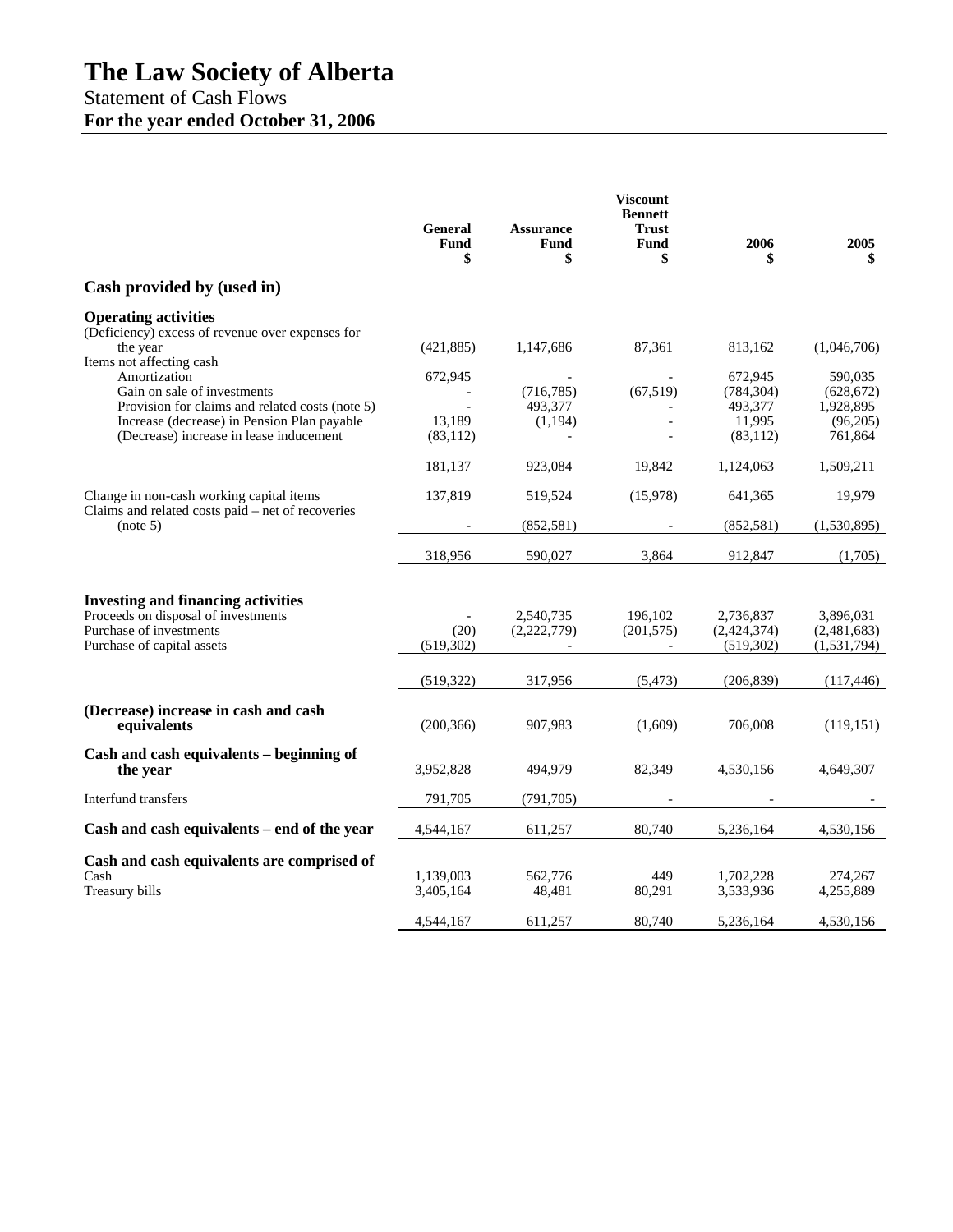# The Law Society of Alberta

Statement of Cash Flows

**For the year ended October 31, 2006**

| | General Fund $ | Assurance Fund $ | Viscount Bennett Trust Fund $ | 2006 $ | 2005 $ |
|---|---|---|---|---|---|
| **Cash provided by (used in)** | | | | | |
| **Operating activities** | | | | | |
| (Deficiency) excess of revenue over expenses for the year | (421,885) | 1,147,686 | 87,361 | 813,162 | (1,046,706) |
| Items not affecting cash | | | | | |
| Amortization | 672,945 | - | - | 672,945 | 590,035 |
| Gain on sale of investments | - | (716,785) | (67,519) | (784,304) | (628,672) |
| Provision for claims and related costs (note 5) | - | 493,377 | - | 493,377 | 1,928,895 |
| Increase (decrease) in Pension Plan payable | 13,189 | (1,194) | - | 11,995 | (96,205) |
| (Decrease) increase in lease inducement | (83,112) | - | - | (83,112) | 761,864 |
| | 181,137 | 923,084 | 19,842 | 1,124,063 | 1,509,211 |
| Change in non-cash working capital items | 137,819 | 519,524 | (15,978) | 641,365 | 19,979 |
| Claims and related costs paid – net of recoveries (note 5) | - | (852,581) | - | (852,581) | (1,530,895) |
| | 318,956 | 590,027 | 3,864 | 912,847 | (1,705) |
| **Investing and financing activities** | | | | | |
| Proceeds on disposal of investments | - | 2,540,735 | 196,102 | 2,736,837 | 3,896,031 |
| Purchase of investments | (20) | (2,222,779) | (201,575) | (2,424,374) | (2,481,683) |
| Purchase of capital assets | (519,302) | - | - | (519,302) | (1,531,794) |
| | (519,322) | 317,956 | (5,473) | (206,839) | (117,446) |
| **(Decrease) increase in cash and cash equivalents** | (200,366) | 907,983 | (1,609) | 706,008 | (119,151) |
| **Cash and cash equivalents – beginning of the year** | 3,952,828 | 494,979 | 82,349 | 4,530,156 | 4,649,307 |
| Interfund transfers | 791,705 | (791,705) | - | - | - |
| **Cash and cash equivalents – end of the year** | 4,544,167 | 611,257 | 80,740 | 5,236,164 | 4,530,156 |
| **Cash and cash equivalents are comprised of** | | | | | |
| Cash | 1,139,003 | 562,776 | 449 | 1,702,228 | 274,267 |
| Treasury bills | 3,405,164 | 48,481 | 80,291 | 3,533,936 | 4,255,889 |
| | 4,544,167 | 611,257 | 80,740 | 5,236,164 | 4,530,156 |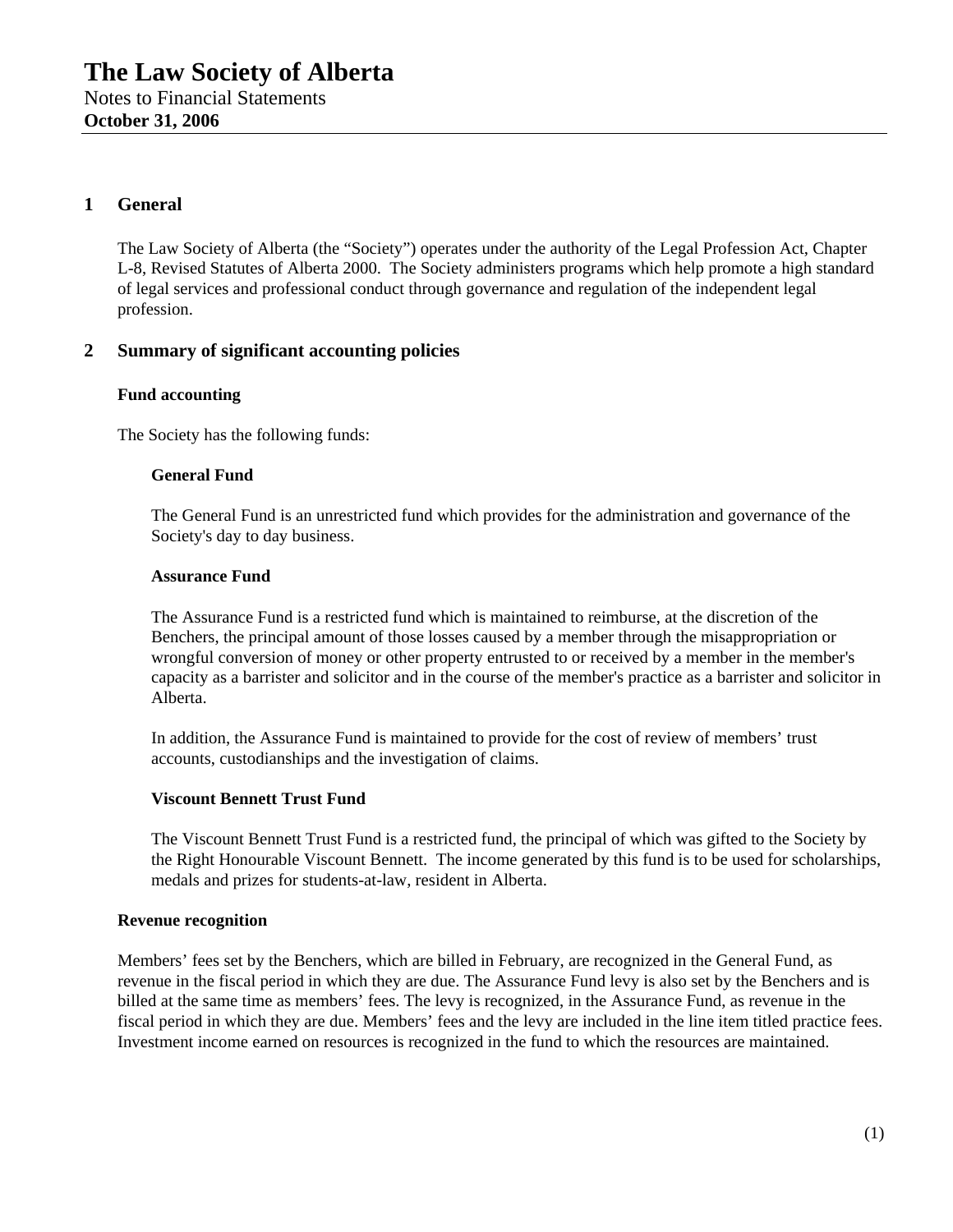# The Law Society of Alberta

Notes to Financial Statements
**October 31, 2006**

## 1 General

The Law Society of Alberta (the "Society") operates under the authority of the Legal Profession Act, Chapter L-8, Revised Statutes of Alberta 2000. The Society administers programs which help promote a high standard of legal services and professional conduct through governance and regulation of the independent legal profession.

## 2 Summary of significant accounting policies

### Fund accounting

The Society has the following funds:

#### General Fund

The General Fund is an unrestricted fund which provides for the administration and governance of the Society's day to day business.

#### Assurance Fund

The Assurance Fund is a restricted fund which is maintained to reimburse, at the discretion of the Benchers, the principal amount of those losses caused by a member through the misappropriation or wrongful conversion of money or other property entrusted to or received by a member in the member's capacity as a barrister and solicitor and in the course of the member's practice as a barrister and solicitor in Alberta.

In addition, the Assurance Fund is maintained to provide for the cost of review of members' trust accounts, custodianships and the investigation of claims.

#### Viscount Bennett Trust Fund

The Viscount Bennett Trust Fund is a restricted fund, the principal of which was gifted to the Society by the Right Honourable Viscount Bennett. The income generated by this fund is to be used for scholarships, medals and prizes for students-at-law, resident in Alberta.

### Revenue recognition

Members' fees set by the Benchers, which are billed in February, are recognized in the General Fund, as revenue in the fiscal period in which they are due. The Assurance Fund levy is also set by the Benchers and is billed at the same time as members' fees. The levy is recognized, in the Assurance Fund, as revenue in the fiscal period in which they are due. Members' fees and the levy are included in the line item titled practice fees. Investment income earned on resources is recognized in the fund to which the resources are maintained.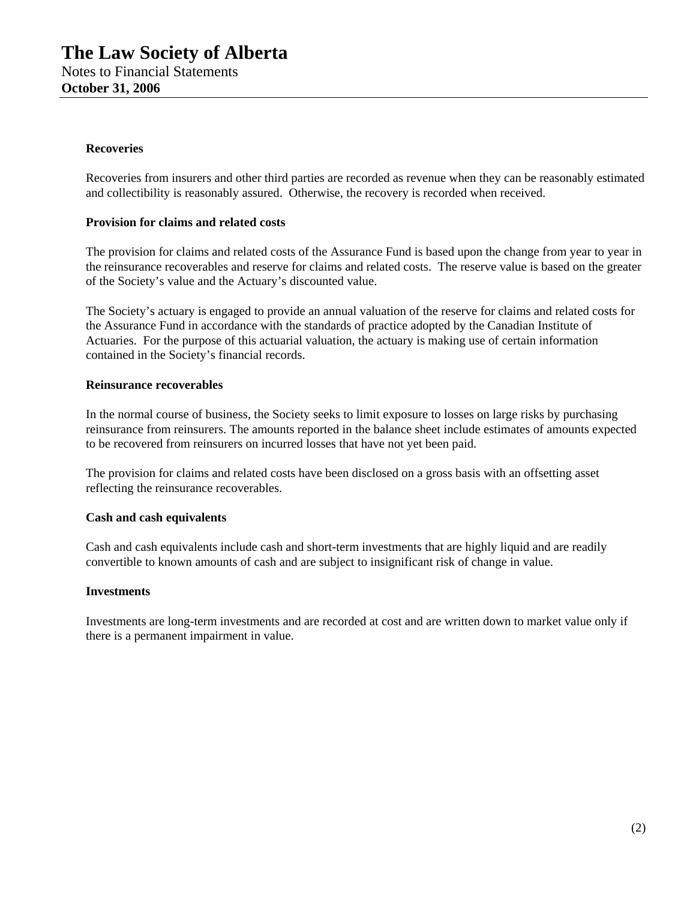**Recoveries**

Recoveries from insurers and other third parties are recorded as revenue when they can be reasonably estimated and collectibility is reasonably assured. Otherwise, the recovery is recorded when received.

**Provision for claims and related costs**

The provision for claims and related costs of the Assurance Fund is based upon the change from year to year in the reinsurance recoverables and reserve for claims and related costs. The reserve value is based on the greater of the Society's value and the Actuary's discounted value.

The Society's actuary is engaged to provide an annual valuation of the reserve for claims and related costs for the Assurance Fund in accordance with the standards of practice adopted by the Canadian Institute of Actuaries. For the purpose of this actuarial valuation, the actuary is making use of certain information contained in the Society's financial records.

**Reinsurance recoverables**

In the normal course of business, the Society seeks to limit exposure to losses on large risks by purchasing reinsurance from reinsurers. The amounts reported in the balance sheet include estimates of amounts expected to be recovered from reinsurers on incurred losses that have not yet been paid.

The provision for claims and related costs have been disclosed on a gross basis with an offsetting asset reflecting the reinsurance recoverables.

**Cash and cash equivalents**

Cash and cash equivalents include cash and short-term investments that are highly liquid and are readily convertible to known amounts of cash and are subject to insignificant risk of change in value.

**Investments**

Investments are long-term investments and are recorded at cost and are written down to market value only if there is a permanent impairment in value.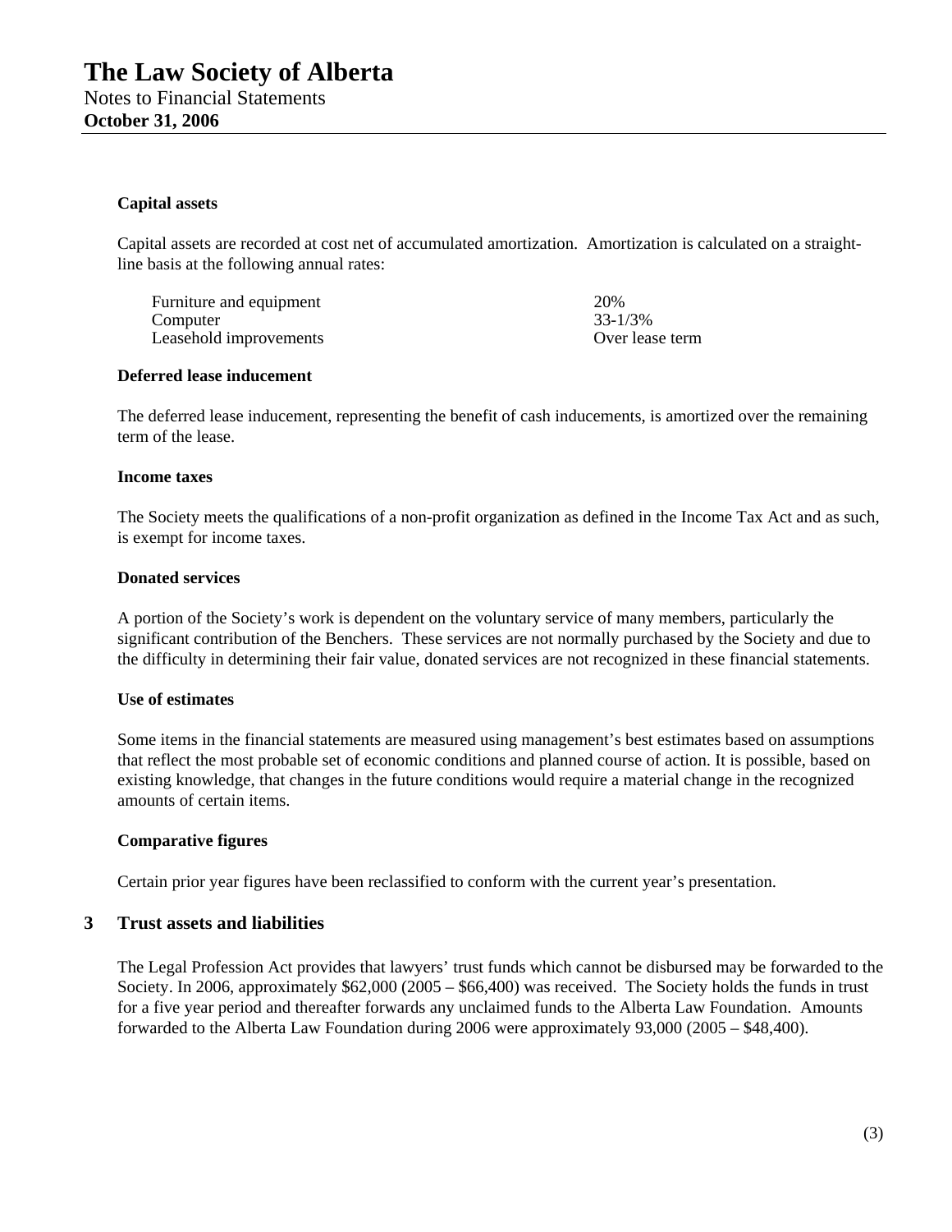#### Capital assets

Capital assets are recorded at cost net of accumulated amortization. Amortization is calculated on a straight-line basis at the following annual rates:

| | |
|---|---|
| Furniture and equipment | 20% |
| Computer | 33-1/3% |
| Leasehold improvements | Over lease term |

#### Deferred lease inducement

The deferred lease inducement, representing the benefit of cash inducements, is amortized over the remaining term of the lease.

#### Income taxes

The Society meets the qualifications of a non-profit organization as defined in the Income Tax Act and as such, is exempt for income taxes.

#### Donated services

A portion of the Society's work is dependent on the voluntary service of many members, particularly the significant contribution of the Benchers. These services are not normally purchased by the Society and due to the difficulty in determining their fair value, donated services are not recognized in these financial statements.

#### Use of estimates

Some items in the financial statements are measured using management's best estimates based on assumptions that reflect the most probable set of economic conditions and planned course of action. It is possible, based on existing knowledge, that changes in the future conditions would require a material change in the recognized amounts of certain items.

#### Comparative figures

Certain prior year figures have been reclassified to conform with the current year's presentation.

## 3 Trust assets and liabilities

The Legal Profession Act provides that lawyers' trust funds which cannot be disbursed may be forwarded to the Society. In 2006, approximately $62,000 (2005 – $66,400) was received. The Society holds the funds in trust for a five year period and thereafter forwards any unclaimed funds to the Alberta Law Foundation. Amounts forwarded to the Alberta Law Foundation during 2006 were approximately 93,000 (2005 – $48,400).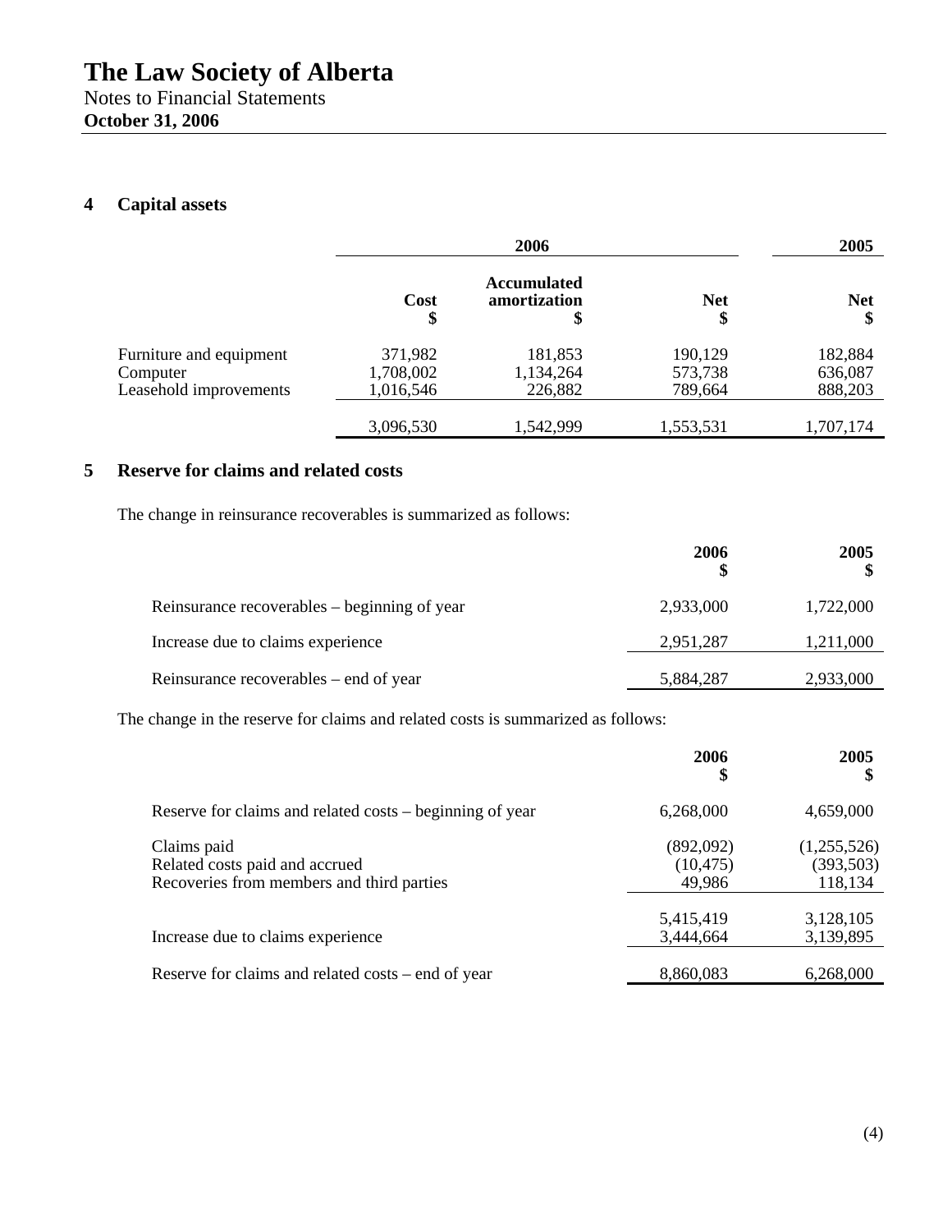# The Law Society of Alberta

Notes to Financial Statements

**October 31, 2006**

## 4 Capital assets

| | 2006 | | | 2005 |
|---|---|---|---|---|
| | **Cost** **$** | **Accumulated amortization** **$** | **Net** **$** | **Net** **$** |
| Furniture and equipment | 371,982 | 181,853 | 190,129 | 182,884 |
| Computer | 1,708,002 | 1,134,264 | 573,738 | 636,087 |
| Leasehold improvements | 1,016,546 | 226,882 | 789,664 | 888,203 |
| | 3,096,530 | 1,542,999 | 1,553,531 | 1,707,174 |

## 5 Reserve for claims and related costs

The change in reinsurance recoverables is summarized as follows:

| | **2006** **$** | **2005** **$** |
|---|---|---|
| Reinsurance recoverables – beginning of year | 2,933,000 | 1,722,000 |
| Increase due to claims experience | 2,951,287 | 1,211,000 |
| Reinsurance recoverables – end of year | 5,884,287 | 2,933,000 |

The change in the reserve for claims and related costs is summarized as follows:

| | **2006** **$** | **2005** **$** |
|---|---|---|
| Reserve for claims and related costs – beginning of year | 6,268,000 | 4,659,000 |
| Claims paid | (892,092) | (1,255,526) |
| Related costs paid and accrued | (10,475) | (393,503) |
| Recoveries from members and third parties | 49,986 | 118,134 |
| | 5,415,419 | 3,128,105 |
| Increase due to claims experience | 3,444,664 | 3,139,895 |
| Reserve for claims and related costs – end of year | 8,860,083 | 6,268,000 |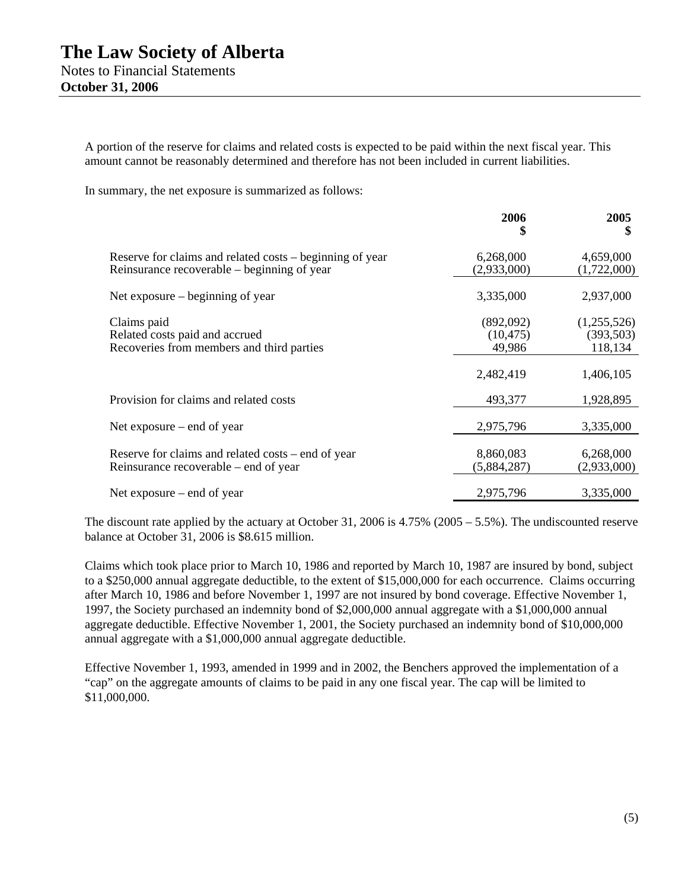A portion of the reserve for claims and related costs is expected to be paid within the next fiscal year. This amount cannot be reasonably determined and therefore has not been included in current liabilities.

In summary, the net exposure is summarized as follows:

| | 2006<br>$ | 2005<br>$ |
|---|---|---|
| Reserve for claims and related costs – beginning of year | 6,268,000 | 4,659,000 |
| Reinsurance recoverable – beginning of year | (2,933,000) | (1,722,000) |
| Net exposure – beginning of year | 3,335,000 | 2,937,000 |
| Claims paid | (892,092) | (1,255,526) |
| Related costs paid and accrued | (10,475) | (393,503) |
| Recoveries from members and third parties | 49,986 | 118,134 |
| | 2,482,419 | 1,406,105 |
| Provision for claims and related costs | 493,377 | 1,928,895 |
| Net exposure – end of year | 2,975,796 | 3,335,000 |
| Reserve for claims and related costs – end of year | 8,860,083 | 6,268,000 |
| Reinsurance recoverable – end of year | (5,884,287) | (2,933,000) |
| Net exposure – end of year | 2,975,796 | 3,335,000 |

The discount rate applied by the actuary at October 31, 2006 is 4.75% (2005 – 5.5%). The undiscounted reserve balance at October 31, 2006 is $8.615 million.

Claims which took place prior to March 10, 1986 and reported by March 10, 1987 are insured by bond, subject to a $250,000 annual aggregate deductible, to the extent of $15,000,000 for each occurrence. Claims occurring after March 10, 1986 and before November 1, 1997 are not insured by bond coverage. Effective November 1, 1997, the Society purchased an indemnity bond of $2,000,000 annual aggregate with a $1,000,000 annual aggregate deductible. Effective November 1, 2001, the Society purchased an indemnity bond of $10,000,000 annual aggregate with a $1,000,000 annual aggregate deductible.

Effective November 1, 1993, amended in 1999 and in 2002, the Benchers approved the implementation of a "cap" on the aggregate amounts of claims to be paid in any one fiscal year. The cap will be limited to $11,000,000.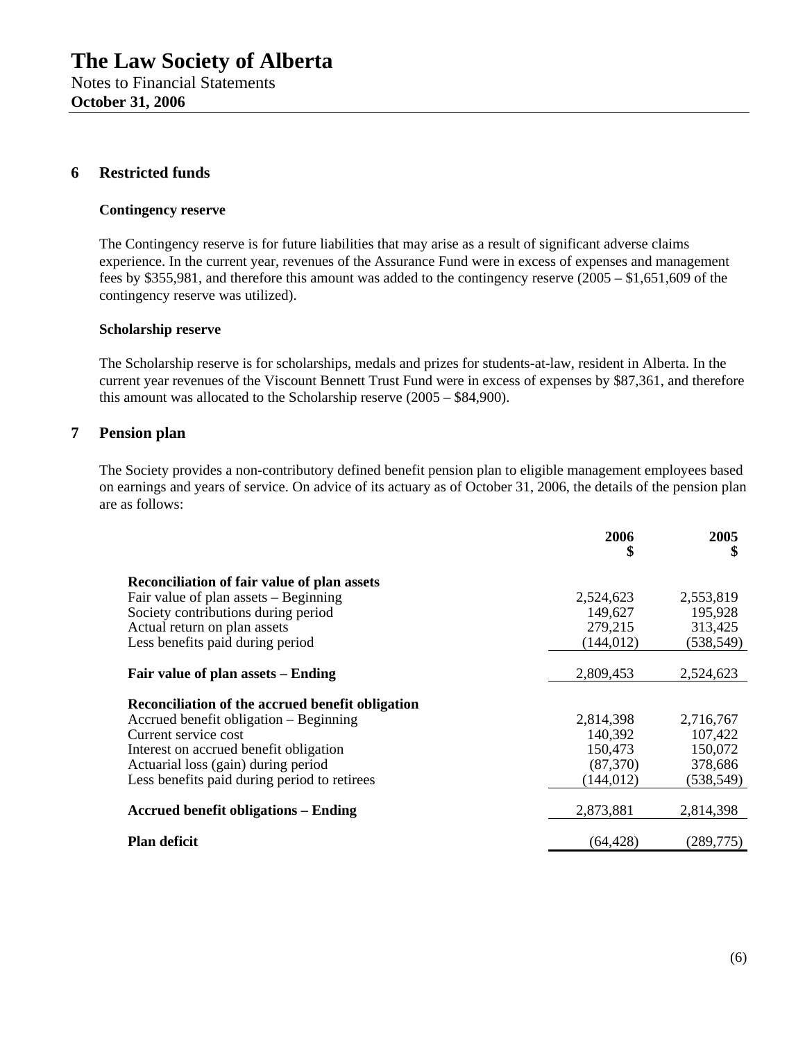# The Law Society of Alberta

Notes to Financial Statements
**October 31, 2006**

## 6 Restricted funds

### Contingency reserve

The Contingency reserve is for future liabilities that may arise as a result of significant adverse claims experience. In the current year, revenues of the Assurance Fund were in excess of expenses and management fees by $355,981, and therefore this amount was added to the contingency reserve (2005 – $1,651,609 of the contingency reserve was utilized).

### Scholarship reserve

The Scholarship reserve is for scholarships, medals and prizes for students-at-law, resident in Alberta. In the current year revenues of the Viscount Bennett Trust Fund were in excess of expenses by $87,361, and therefore this amount was allocated to the Scholarship reserve (2005 – $84,900).

## 7 Pension plan

The Society provides a non-contributory defined benefit pension plan to eligible management employees based on earnings and years of service. On advice of its actuary as of October 31, 2006, the details of the pension plan are as follows:

| | 2006<br>$ | 2005<br>$ |
|---|---|---|
| **Reconciliation of fair value of plan assets** | | |
| Fair value of plan assets – Beginning | 2,524,623 | 2,553,819 |
| Society contributions during period | 149,627 | 195,928 |
| Actual return on plan assets | 279,215 | 313,425 |
| Less benefits paid during period | (144,012) | (538,549) |
| **Fair value of plan assets – Ending** | 2,809,453 | 2,524,623 |
| **Reconciliation of the accrued benefit obligation** | | |
| Accrued benefit obligation – Beginning | 2,814,398 | 2,716,767 |
| Current service cost | 140,392 | 107,422 |
| Interest on accrued benefit obligation | 150,473 | 150,072 |
| Actuarial loss (gain) during period | (87,370) | 378,686 |
| Less benefits paid during period to retirees | (144,012) | (538,549) |
| **Accrued benefit obligations – Ending** | 2,873,881 | 2,814,398 |
| **Plan deficit** | (64,428) | (289,775) |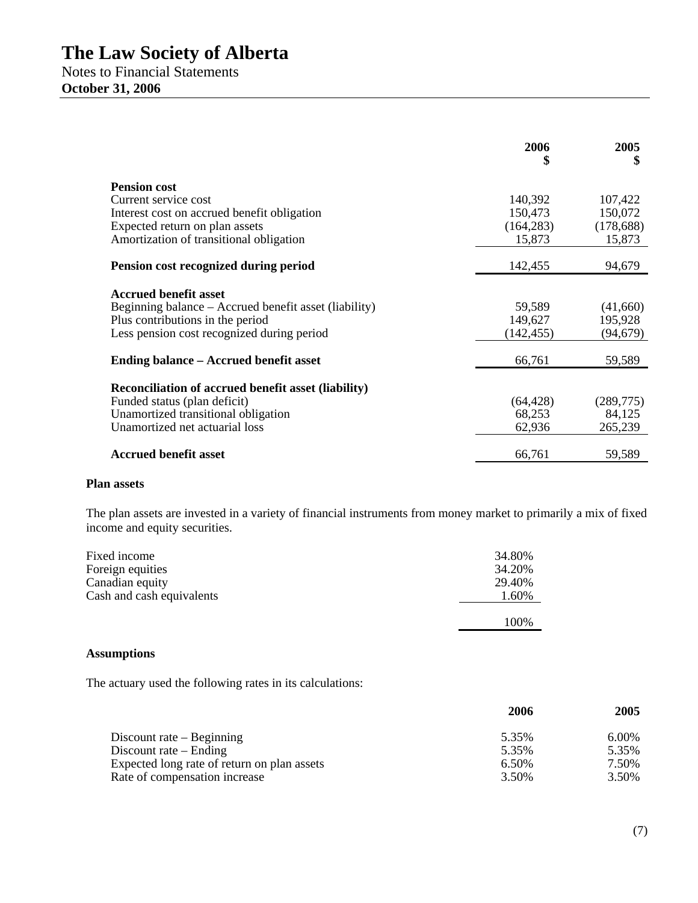# The Law Society of Alberta

Notes to Financial Statements

**October 31, 2006**

| | 2006 $ | 2005 $ |
|---|---|---|
| **Pension cost** | | |
| Current service cost | 140,392 | 107,422 |
| Interest cost on accrued benefit obligation | 150,473 | 150,072 |
| Expected return on plan assets | (164,283) | (178,688) |
| Amortization of transitional obligation | 15,873 | 15,873 |
| **Pension cost recognized during period** | 142,455 | 94,679 |
| **Accrued benefit asset** | | |
| Beginning balance – Accrued benefit asset (liability) | 59,589 | (41,660) |
| Plus contributions in the period | 149,627 | 195,928 |
| Less pension cost recognized during period | (142,455) | (94,679) |
| **Ending balance – Accrued benefit asset** | 66,761 | 59,589 |
| **Reconciliation of accrued benefit asset (liability)** | | |
| Funded status (plan deficit) | (64,428) | (289,775) |
| Unamortized transitional obligation | 68,253 | 84,125 |
| Unamortized net actuarial loss | 62,936 | 265,239 |
| **Accrued benefit asset** | 66,761 | 59,589 |

**Plan assets**

The plan assets are invested in a variety of financial instruments from money market to primarily a mix of fixed income and equity securities.

| | |
|---|---|
| Fixed income | 34.80% |
| Foreign equities | 34.20% |
| Canadian equity | 29.40% |
| Cash and cash equivalents | 1.60% |
| | 100% |

**Assumptions**

The actuary used the following rates in its calculations:

| | 2006 | 2005 |
|---|---|---|
| Discount rate – Beginning | 5.35% | 6.00% |
| Discount rate – Ending | 5.35% | 5.35% |
| Expected long rate of return on plan assets | 6.50% | 7.50% |
| Rate of compensation increase | 3.50% | 3.50% |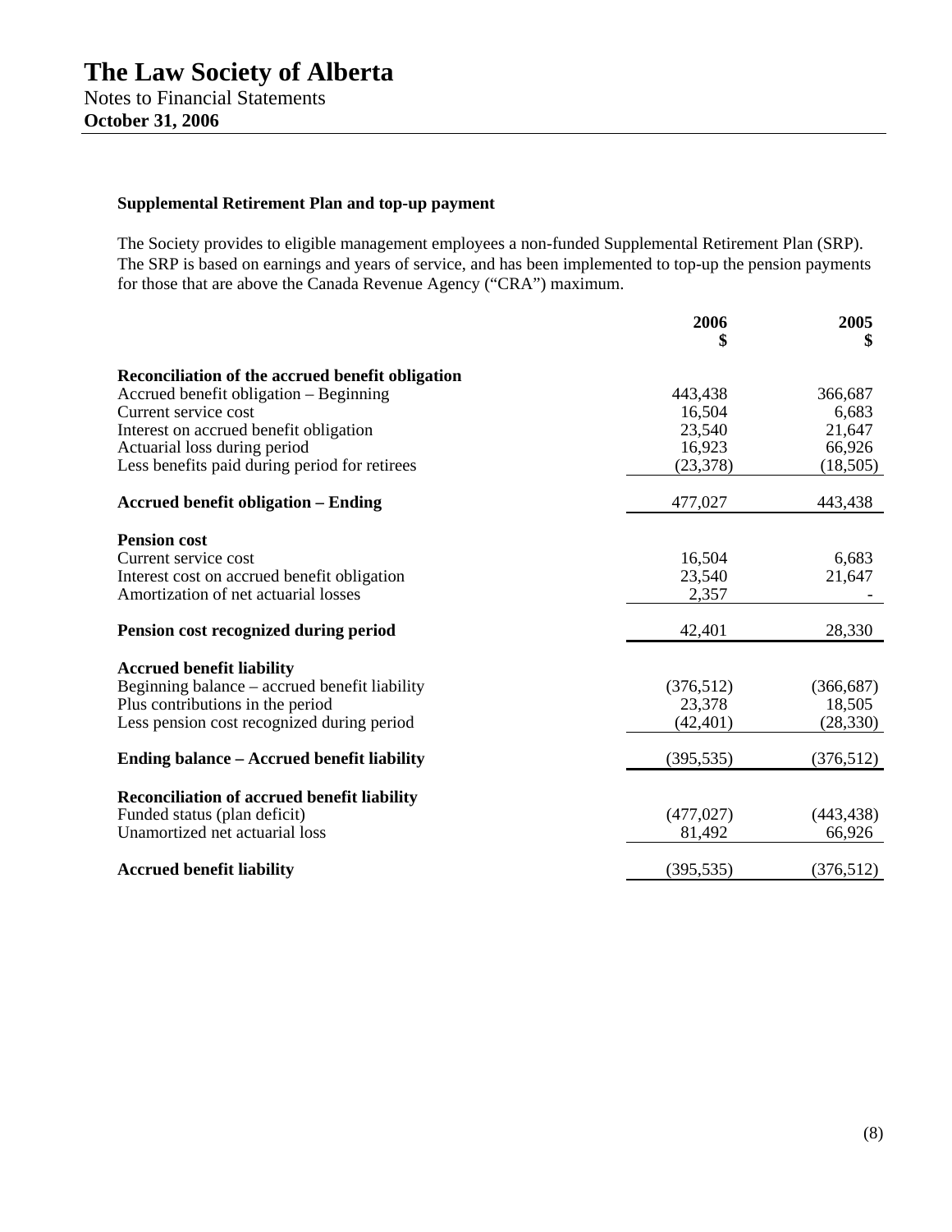# The Law Society of Alberta

Notes to Financial Statements

**October 31, 2006**

**Supplemental Retirement Plan and top-up payment**

The Society provides to eligible management employees a non-funded Supplemental Retirement Plan (SRP). The SRP is based on earnings and years of service, and has been implemented to top-up the pension payments for those that are above the Canada Revenue Agency ("CRA") maximum.

| | 2006<br>$ | 2005<br>$ |
|---|---|---|
| **Reconciliation of the accrued benefit obligation** | | |
| Accrued benefit obligation – Beginning | 443,438 | 366,687 |
| Current service cost | 16,504 | 6,683 |
| Interest on accrued benefit obligation | 23,540 | 21,647 |
| Actuarial loss during period | 16,923 | 66,926 |
| Less benefits paid during period for retirees | (23,378) | (18,505) |
| **Accrued benefit obligation – Ending** | 477,027 | 443,438 |
| **Pension cost** | | |
| Current service cost | 16,504 | 6,683 |
| Interest cost on accrued benefit obligation | 23,540 | 21,647 |
| Amortization of net actuarial losses | 2,357 | - |
| **Pension cost recognized during period** | 42,401 | 28,330 |
| **Accrued benefit liability** | | |
| Beginning balance – accrued benefit liability | (376,512) | (366,687) |
| Plus contributions in the period | 23,378 | 18,505 |
| Less pension cost recognized during period | (42,401) | (28,330) |
| **Ending balance – Accrued benefit liability** | (395,535) | (376,512) |
| **Reconciliation of accrued benefit liability** | | |
| Funded status (plan deficit) | (477,027) | (443,438) |
| Unamortized net actuarial loss | 81,492 | 66,926 |
| **Accrued benefit liability** | (395,535) | (376,512) |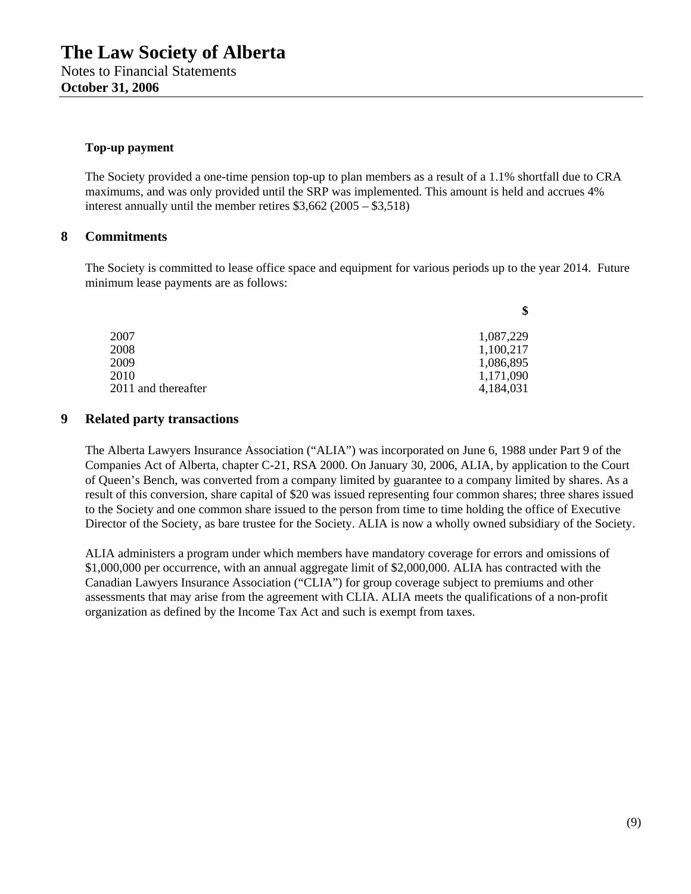**Top-up payment**

The Society provided a one-time pension top-up to plan members as a result of a 1.1% shortfall due to CRA maximums, and was only provided until the SRP was implemented. This amount is held and accrues 4% interest annually until the member retires $3,662 (2005 – $3,518)

## 8 Commitments

The Society is committed to lease office space and equipment for various periods up to the year 2014. Future minimum lease payments are as follows:

| | $ |
|---|---|
| 2007 | 1,087,229 |
| 2008 | 1,100,217 |
| 2009 | 1,086,895 |
| 2010 | 1,171,090 |
| 2011 and thereafter | 4,184,031 |

## 9 Related party transactions

The Alberta Lawyers Insurance Association ("ALIA") was incorporated on June 6, 1988 under Part 9 of the Companies Act of Alberta, chapter C-21, RSA 2000. On January 30, 2006, ALIA, by application to the Court of Queen's Bench, was converted from a company limited by guarantee to a company limited by shares. As a result of this conversion, share capital of $20 was issued representing four common shares; three shares issued to the Society and one common share issued to the person from time to time holding the office of Executive Director of the Society, as bare trustee for the Society. ALIA is now a wholly owned subsidiary of the Society.

ALIA administers a program under which members have mandatory coverage for errors and omissions of $1,000,000 per occurrence, with an annual aggregate limit of $2,000,000. ALIA has contracted with the Canadian Lawyers Insurance Association ("CLIA") for group coverage subject to premiums and other assessments that may arise from the agreement with CLIA. ALIA meets the qualifications of a non-profit organization as defined by the Income Tax Act and such is exempt from taxes.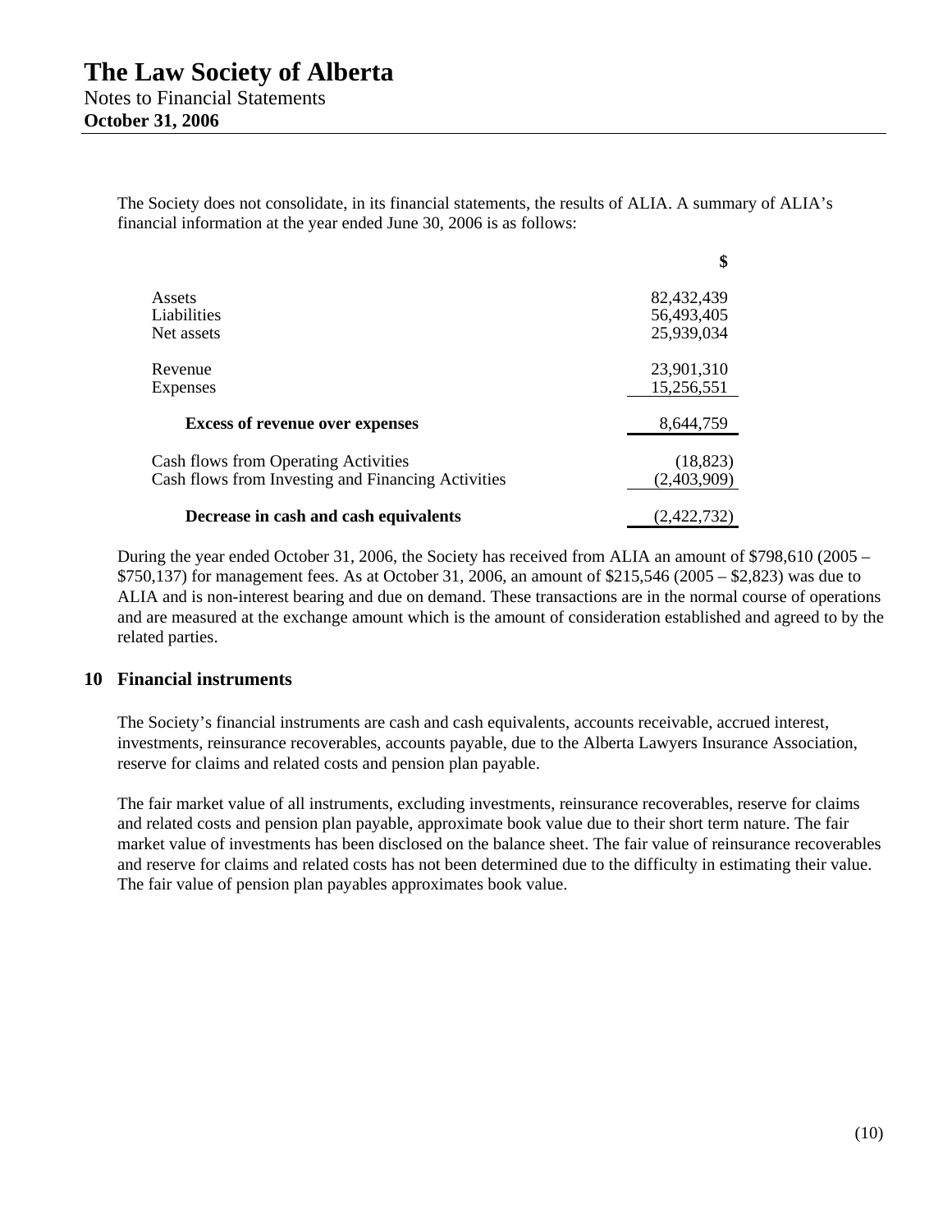The Society does not consolidate, in its financial statements, the results of ALIA. A summary of ALIA's financial information at the year ended June 30, 2006 is as follows:

| | $ |
|---|---|
| Assets | 82,432,439 |
| Liabilities | 56,493,405 |
| Net assets | 25,939,034 |
| | |
| Revenue | 23,901,310 |
| Expenses | 15,256,551 |
| | |
| **Excess of revenue over expenses** | 8,644,759 |
| | |
| Cash flows from Operating Activities | (18,823) |
| Cash flows from Investing and Financing Activities | (2,403,909) |
| | |
| **Decrease in cash and cash equivalents** | (2,422,732) |

During the year ended October 31, 2006, the Society has received from ALIA an amount of $798,610 (2005 – $750,137) for management fees. As at October 31, 2006, an amount of $215,546 (2005 – $2,823) was due to ALIA and is non-interest bearing and due on demand. These transactions are in the normal course of operations and are measured at the exchange amount which is the amount of consideration established and agreed to by the related parties.

## 10 Financial instruments

The Society's financial instruments are cash and cash equivalents, accounts receivable, accrued interest, investments, reinsurance recoverables, accounts payable, due to the Alberta Lawyers Insurance Association, reserve for claims and related costs and pension plan payable.

The fair market value of all instruments, excluding investments, reinsurance recoverables, reserve for claims and related costs and pension plan payable, approximate book value due to their short term nature. The fair market value of investments has been disclosed on the balance sheet. The fair value of reinsurance recoverables and reserve for claims and related costs has not been determined due to the difficulty in estimating their value. The fair value of pension plan payables approximates book value.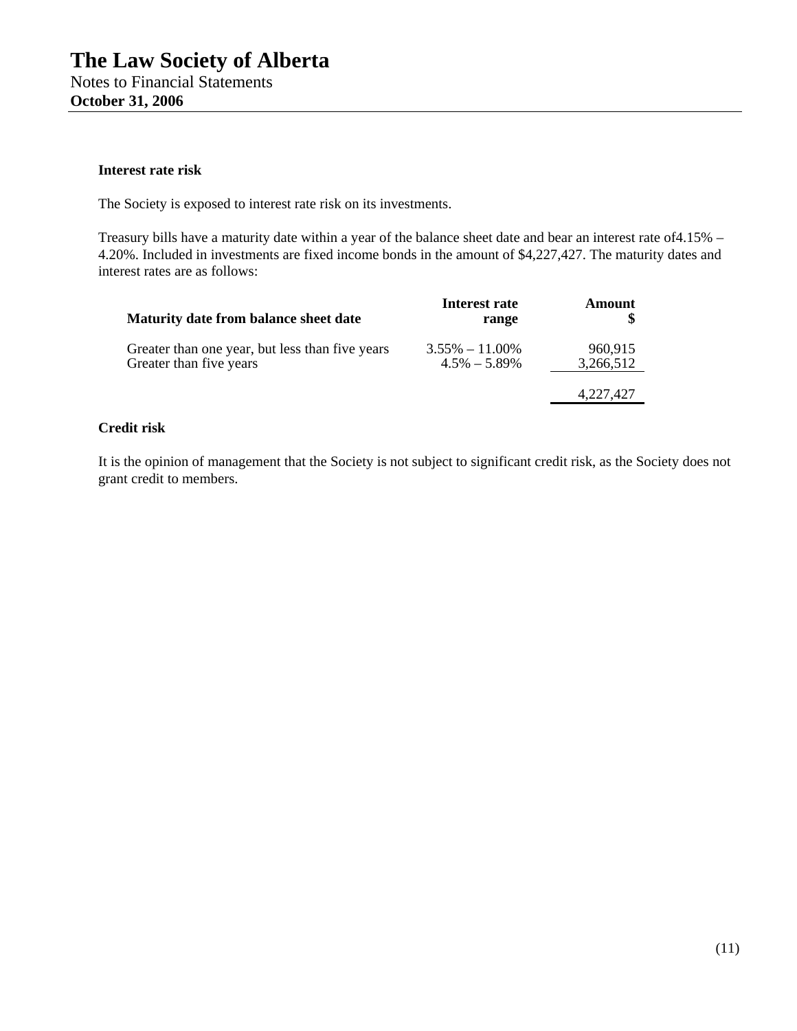# The Law Society of Alberta
Notes to Financial Statements
**October 31, 2006**

**Interest rate risk**

The Society is exposed to interest rate risk on its investments.

Treasury bills have a maturity date within a year of the balance sheet date and bear an interest rate of4.15% – 4.20%. Included in investments are fixed income bonds in the amount of $4,227,427. The maturity dates and interest rates are as follows:

| Maturity date from balance sheet date | Interest rate range | Amount $ |
|---|---|---|
| Greater than one year, but less than five years | 3.55% – 11.00% | 960,915 |
| Greater than five years | 4.5% – 5.89% | 3,266,512 |
| | | 4,227,427 |

**Credit risk**

It is the opinion of management that the Society is not subject to significant credit risk, as the Society does not grant credit to members.